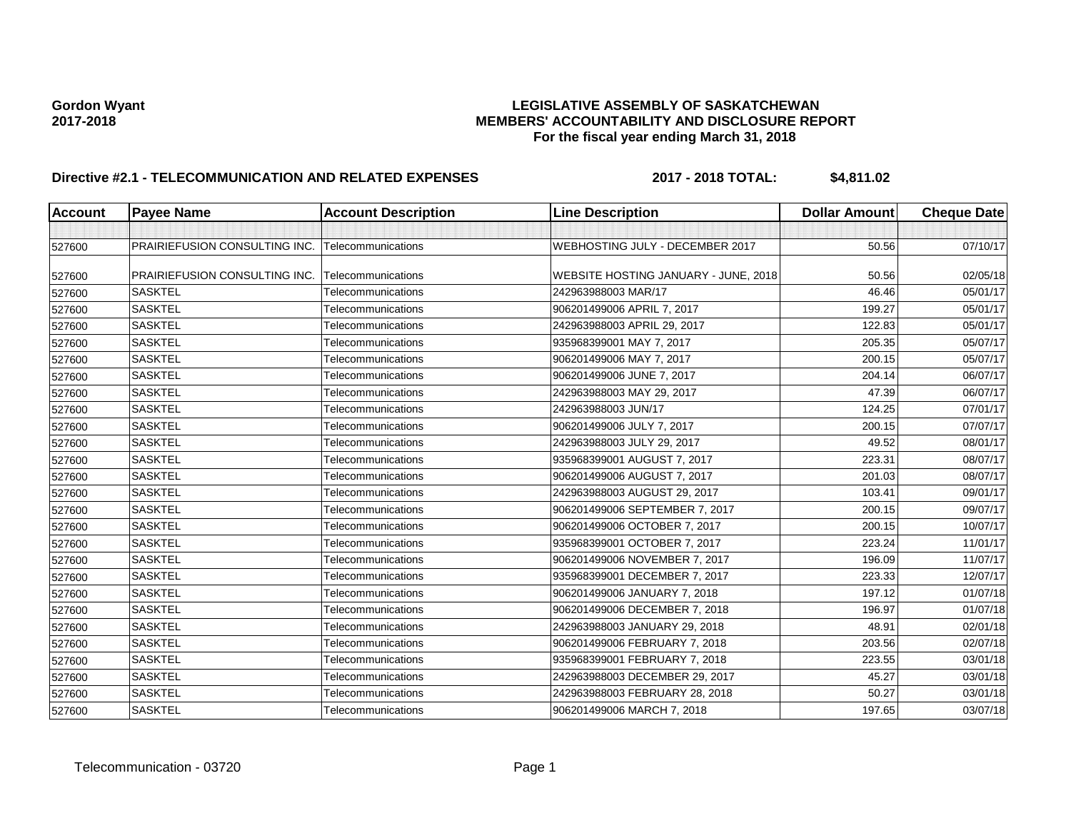**Gordon Wyant**
**2017-2018**

**LEGISLATIVE ASSEMBLY OF SASKATCHEWAN**
**MEMBERS' ACCOUNTABILITY AND DISCLOSURE REPORT**
**For the fiscal year ending March 31, 2018**

**Directive #2.1 - TELECOMMUNICATION AND RELATED EXPENSES** **2017 - 2018 TOTAL: $4,811.02**

| Account | Payee Name | Account Description | Line Description | Dollar Amount | Cheque Date |
|---|---|---|---|---|---|
| | | | | | |
| 527600 | PRAIRIEFUSION CONSULTING INC. | Telecommunications | WEBHOSTING JULY - DECEMBER 2017 | 50.56 | 07/10/17 |
| 527600 | PRAIRIEFUSION CONSULTING INC. | Telecommunications | WEBSITE HOSTING JANUARY - JUNE, 2018 | 50.56 | 02/05/18 |
| 527600 | SASKTEL | Telecommunications | 242963988003 MAR/17 | 46.46 | 05/01/17 |
| 527600 | SASKTEL | Telecommunications | 906201499006 APRIL 7, 2017 | 199.27 | 05/01/17 |
| 527600 | SASKTEL | Telecommunications | 242963988003 APRIL 29, 2017 | 122.83 | 05/01/17 |
| 527600 | SASKTEL | Telecommunications | 935968399001 MAY 7, 2017 | 205.35 | 05/07/17 |
| 527600 | SASKTEL | Telecommunications | 906201499006 MAY 7, 2017 | 200.15 | 05/07/17 |
| 527600 | SASKTEL | Telecommunications | 906201499006 JUNE 7, 2017 | 204.14 | 06/07/17 |
| 527600 | SASKTEL | Telecommunications | 242963988003 MAY 29, 2017 | 47.39 | 06/07/17 |
| 527600 | SASKTEL | Telecommunications | 242963988003 JUN/17 | 124.25 | 07/01/17 |
| 527600 | SASKTEL | Telecommunications | 906201499006 JULY 7, 2017 | 200.15 | 07/07/17 |
| 527600 | SASKTEL | Telecommunications | 242963988003 JULY 29, 2017 | 49.52 | 08/01/17 |
| 527600 | SASKTEL | Telecommunications | 935968399001 AUGUST 7, 2017 | 223.31 | 08/07/17 |
| 527600 | SASKTEL | Telecommunications | 906201499006 AUGUST 7, 2017 | 201.03 | 08/07/17 |
| 527600 | SASKTEL | Telecommunications | 242963988003 AUGUST 29, 2017 | 103.41 | 09/01/17 |
| 527600 | SASKTEL | Telecommunications | 906201499006 SEPTEMBER 7, 2017 | 200.15 | 09/07/17 |
| 527600 | SASKTEL | Telecommunications | 906201499006 OCTOBER 7, 2017 | 200.15 | 10/07/17 |
| 527600 | SASKTEL | Telecommunications | 935968399001 OCTOBER 7, 2017 | 223.24 | 11/01/17 |
| 527600 | SASKTEL | Telecommunications | 906201499006 NOVEMBER 7, 2017 | 196.09 | 11/07/17 |
| 527600 | SASKTEL | Telecommunications | 935968399001 DECEMBER 7, 2017 | 223.33 | 12/07/17 |
| 527600 | SASKTEL | Telecommunications | 906201499006 JANUARY 7, 2018 | 197.12 | 01/07/18 |
| 527600 | SASKTEL | Telecommunications | 906201499006 DECEMBER 7, 2018 | 196.97 | 01/07/18 |
| 527600 | SASKTEL | Telecommunications | 242963988003 JANUARY 29, 2018 | 48.91 | 02/01/18 |
| 527600 | SASKTEL | Telecommunications | 906201499006 FEBRUARY 7, 2018 | 203.56 | 02/07/18 |
| 527600 | SASKTEL | Telecommunications | 935968399001 FEBRUARY 7, 2018 | 223.55 | 03/01/18 |
| 527600 | SASKTEL | Telecommunications | 242963988003 DECEMBER 29, 2017 | 45.27 | 03/01/18 |
| 527600 | SASKTEL | Telecommunications | 242963988003 FEBRUARY 28, 2018 | 50.27 | 03/01/18 |
| 527600 | SASKTEL | Telecommunications | 906201499006 MARCH 7, 2018 | 197.65 | 03/07/18 |

Telecommunication - 03720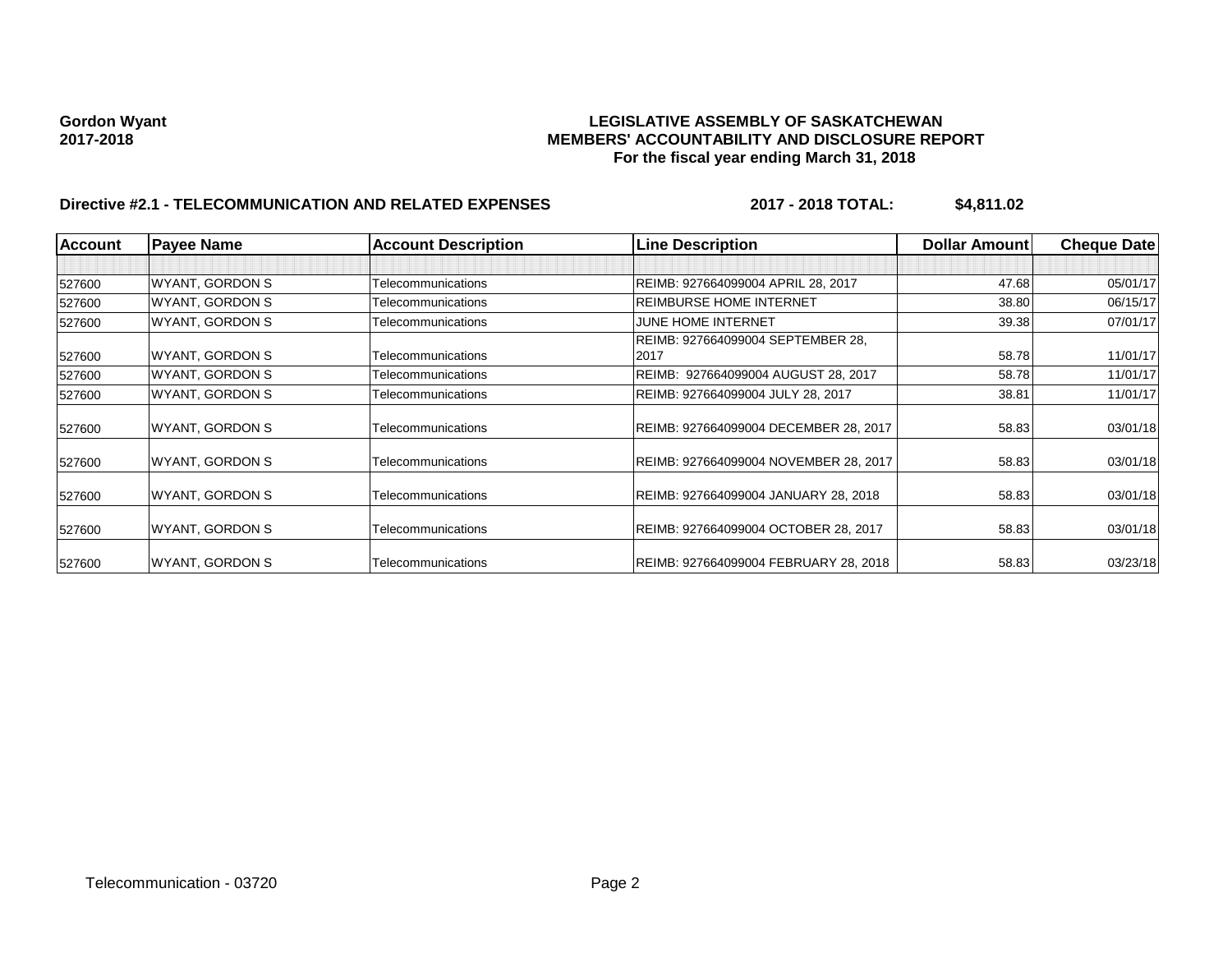**Gordon Wyant**
**2017-2018**

**LEGISLATIVE ASSEMBLY OF SASKATCHEWAN**
**MEMBERS' ACCOUNTABILITY AND DISCLOSURE REPORT**
**For the fiscal year ending March 31, 2018**

**Directive #2.1 - TELECOMMUNICATION AND RELATED EXPENSES** **2017 - 2018 TOTAL: $4,811.02**

| Account | Payee Name | Account Description | Line Description | Dollar Amount | Cheque Date |
|---|---|---|---|---|---|
| | | | | | |
| 527600 | WYANT, GORDON S | Telecommunications | REIMB: 927664099004 APRIL 28, 2017 | 47.68 | 05/01/17 |
| 527600 | WYANT, GORDON S | Telecommunications | REIMBURSE HOME INTERNET | 38.80 | 06/15/17 |
| 527600 | WYANT, GORDON S | Telecommunications | JUNE HOME INTERNET | 39.38 | 07/01/17 |
| 527600 | WYANT, GORDON S | Telecommunications | REIMB: 927664099004 SEPTEMBER 28, 2017 | 58.78 | 11/01/17 |
| 527600 | WYANT, GORDON S | Telecommunications | REIMB: 927664099004 AUGUST 28, 2017 | 58.78 | 11/01/17 |
| 527600 | WYANT, GORDON S | Telecommunications | REIMB: 927664099004 JULY 28, 2017 | 38.81 | 11/01/17 |
| 527600 | WYANT, GORDON S | Telecommunications | REIMB: 927664099004 DECEMBER 28, 2017 | 58.83 | 03/01/18 |
| 527600 | WYANT, GORDON S | Telecommunications | REIMB: 927664099004 NOVEMBER 28, 2017 | 58.83 | 03/01/18 |
| 527600 | WYANT, GORDON S | Telecommunications | REIMB: 927664099004 JANUARY 28, 2018 | 58.83 | 03/01/18 |
| 527600 | WYANT, GORDON S | Telecommunications | REIMB: 927664099004 OCTOBER 28, 2017 | 58.83 | 03/01/18 |
| 527600 | WYANT, GORDON S | Telecommunications | REIMB: 927664099004 FEBRUARY 28, 2018 | 58.83 | 03/23/18 |

Telecommunication - 03720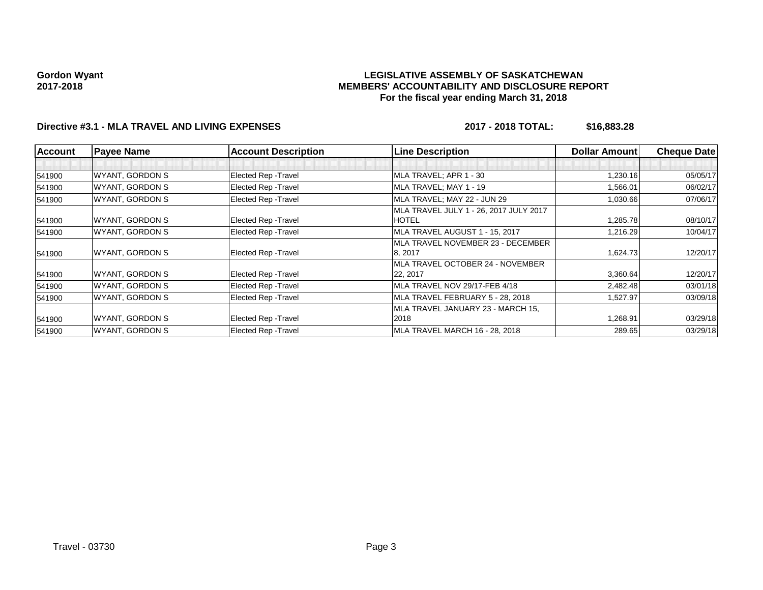**Gordon Wyant**
**2017-2018**

**LEGISLATIVE ASSEMBLY OF SASKATCHEWAN**
**MEMBERS' ACCOUNTABILITY AND DISCLOSURE REPORT**
**For the fiscal year ending March 31, 2018**

**Directive #3.1 - MLA TRAVEL AND LIVING EXPENSES** **2017 - 2018 TOTAL: $16,883.28**

| Account | Payee Name | Account Description | Line Description | Dollar Amount | Cheque Date |
|---|---|---|---|---|---|
| | | | | | |
| 541900 | WYANT, GORDON S | Elected Rep -Travel | MLA TRAVEL; APR 1 - 30 | 1,230.16 | 05/05/17 |
| 541900 | WYANT, GORDON S | Elected Rep -Travel | MLA TRAVEL; MAY 1 - 19 | 1,566.01 | 06/02/17 |
| 541900 | WYANT, GORDON S | Elected Rep -Travel | MLA TRAVEL; MAY 22 - JUN 29 | 1,030.66 | 07/06/17 |
| 541900 | WYANT, GORDON S | Elected Rep -Travel | MLA TRAVEL JULY 1 - 26, 2017 JULY 2017 HOTEL | 1,285.78 | 08/10/17 |
| 541900 | WYANT, GORDON S | Elected Rep -Travel | MLA TRAVEL AUGUST 1 - 15, 2017 | 1,216.29 | 10/04/17 |
| 541900 | WYANT, GORDON S | Elected Rep -Travel | MLA TRAVEL NOVEMBER 23 - DECEMBER 8, 2017 | 1,624.73 | 12/20/17 |
| 541900 | WYANT, GORDON S | Elected Rep -Travel | MLA TRAVEL OCTOBER 24 - NOVEMBER 22, 2017 | 3,360.64 | 12/20/17 |
| 541900 | WYANT, GORDON S | Elected Rep -Travel | MLA TRAVEL NOV 29/17-FEB 4/18 | 2,482.48 | 03/01/18 |
| 541900 | WYANT, GORDON S | Elected Rep -Travel | MLA TRAVEL FEBRUARY 5 - 28, 2018 | 1,527.97 | 03/09/18 |
| 541900 | WYANT, GORDON S | Elected Rep -Travel | MLA TRAVEL JANUARY 23 - MARCH 15, 2018 | 1,268.91 | 03/29/18 |
| 541900 | WYANT, GORDON S | Elected Rep -Travel | MLA TRAVEL MARCH 16 - 28, 2018 | 289.65 | 03/29/18 |

Travel - 03730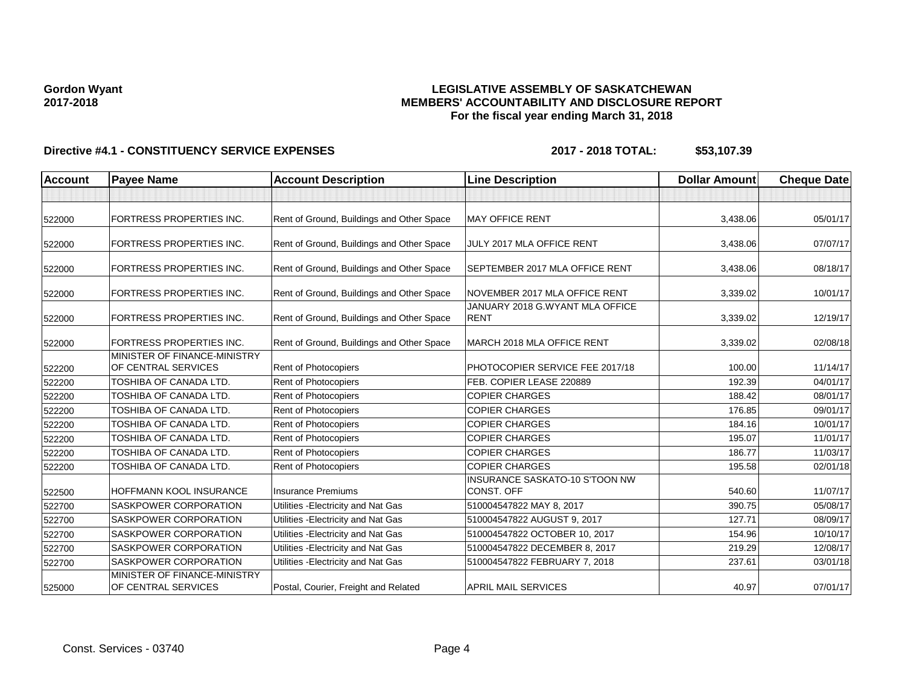**Gordon Wyant**
**2017-2018**

# LEGISLATIVE ASSEMBLY OF SASKATCHEWAN
## MEMBERS' ACCOUNTABILITY AND DISCLOSURE REPORT
### For the fiscal year ending March 31, 2018

**Directive #4.1 - CONSTITUENCY SERVICE EXPENSES** **2017 - 2018 TOTAL: $53,107.39**

| Account | Payee Name | Account Description | Line Description | Dollar Amount | Cheque Date |
|---|---|---|---|---|---|
| | | | | | |
| 522000 | FORTRESS PROPERTIES INC. | Rent of Ground, Buildings and Other Space | MAY OFFICE RENT | 3,438.06 | 05/01/17 |
| 522000 | FORTRESS PROPERTIES INC. | Rent of Ground, Buildings and Other Space | JULY 2017 MLA OFFICE RENT | 3,438.06 | 07/07/17 |
| 522000 | FORTRESS PROPERTIES INC. | Rent of Ground, Buildings and Other Space | SEPTEMBER 2017 MLA OFFICE RENT | 3,438.06 | 08/18/17 |
| 522000 | FORTRESS PROPERTIES INC. | Rent of Ground, Buildings and Other Space | NOVEMBER 2017 MLA OFFICE RENT | 3,339.02 | 10/01/17 |
| 522000 | FORTRESS PROPERTIES INC. | Rent of Ground, Buildings and Other Space | JANUARY 2018 G.WYANT MLA OFFICE RENT | 3,339.02 | 12/19/17 |
| 522000 | FORTRESS PROPERTIES INC. | Rent of Ground, Buildings and Other Space | MARCH 2018 MLA OFFICE RENT | 3,339.02 | 02/08/18 |
| 522200 | MINISTER OF FINANCE-MINISTRY OF CENTRAL SERVICES | Rent of Photocopiers | PHOTOCOPIER SERVICE FEE 2017/18 | 100.00 | 11/14/17 |
| 522200 | TOSHIBA OF CANADA LTD. | Rent of Photocopiers | FEB. COPIER LEASE 220889 | 192.39 | 04/01/17 |
| 522200 | TOSHIBA OF CANADA LTD. | Rent of Photocopiers | COPIER CHARGES | 188.42 | 08/01/17 |
| 522200 | TOSHIBA OF CANADA LTD. | Rent of Photocopiers | COPIER CHARGES | 176.85 | 09/01/17 |
| 522200 | TOSHIBA OF CANADA LTD. | Rent of Photocopiers | COPIER CHARGES | 184.16 | 10/01/17 |
| 522200 | TOSHIBA OF CANADA LTD. | Rent of Photocopiers | COPIER CHARGES | 195.07 | 11/01/17 |
| 522200 | TOSHIBA OF CANADA LTD. | Rent of Photocopiers | COPIER CHARGES | 186.77 | 11/03/17 |
| 522200 | TOSHIBA OF CANADA LTD. | Rent of Photocopiers | COPIER CHARGES | 195.58 | 02/01/18 |
| 522500 | HOFFMANN KOOL INSURANCE | Insurance Premiums | INSURANCE SASKATO-10 S'TOON NW CONST. OFF | 540.60 | 11/07/17 |
| 522700 | SASKPOWER CORPORATION | Utilities -Electricity and Nat Gas | 510004547822 MAY 8, 2017 | 390.75 | 05/08/17 |
| 522700 | SASKPOWER CORPORATION | Utilities -Electricity and Nat Gas | 510004547822 AUGUST 9, 2017 | 127.71 | 08/09/17 |
| 522700 | SASKPOWER CORPORATION | Utilities -Electricity and Nat Gas | 510004547822 OCTOBER 10, 2017 | 154.96 | 10/10/17 |
| 522700 | SASKPOWER CORPORATION | Utilities -Electricity and Nat Gas | 510004547822 DECEMBER 8, 2017 | 219.29 | 12/08/17 |
| 522700 | SASKPOWER CORPORATION | Utilities -Electricity and Nat Gas | 510004547822 FEBRUARY 7, 2018 | 237.61 | 03/01/18 |
| 525000 | MINISTER OF FINANCE-MINISTRY OF CENTRAL SERVICES | Postal, Courier, Freight and Related | APRIL MAIL SERVICES | 40.97 | 07/01/17 |

Const. Services - 03740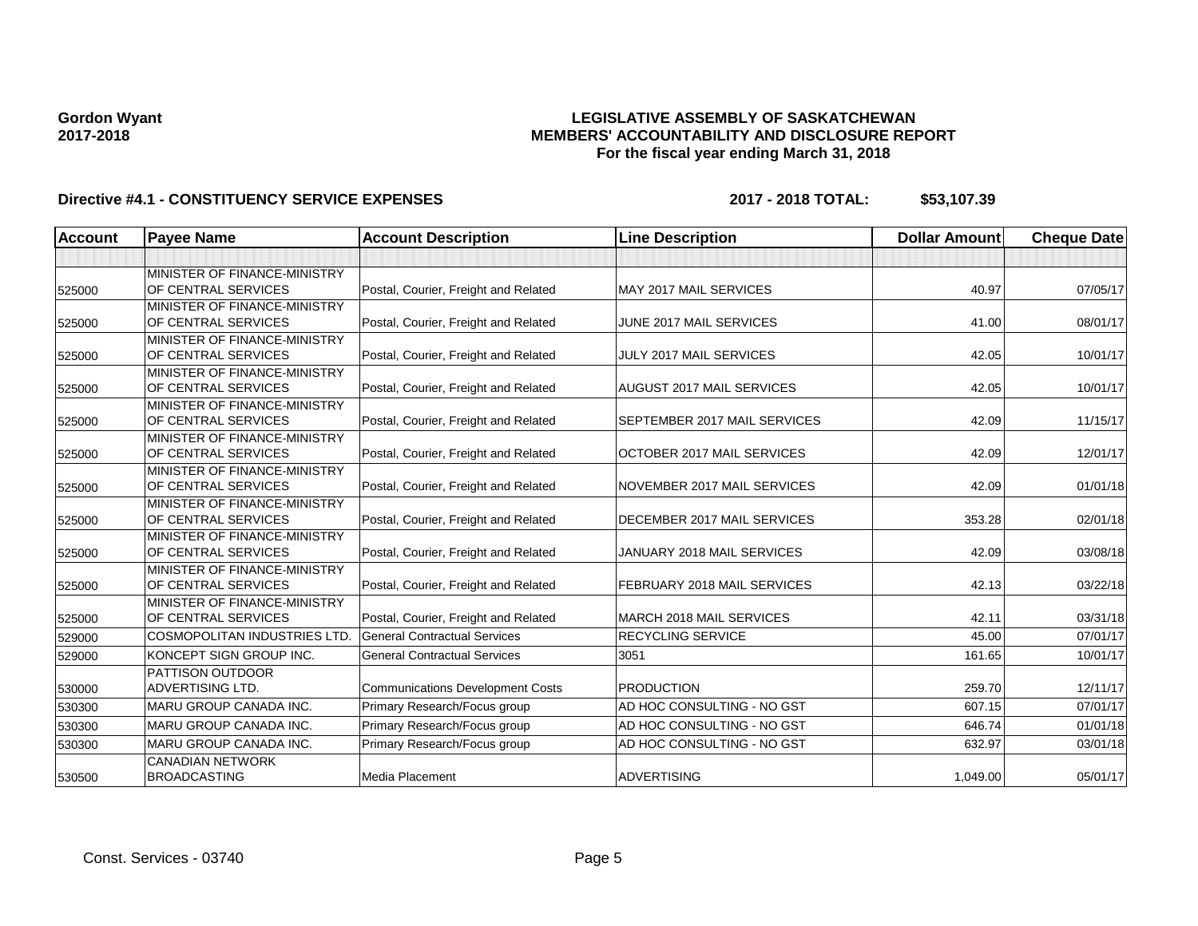**Gordon Wyant**
**2017-2018**

**LEGISLATIVE ASSEMBLY OF SASKATCHEWAN**
**MEMBERS' ACCOUNTABILITY AND DISCLOSURE REPORT**
**For the fiscal year ending March 31, 2018**

**Directive #4.1 - CONSTITUENCY SERVICE EXPENSES** **2017 - 2018 TOTAL: $53,107.39**

| Account | Payee Name | Account Description | Line Description | Dollar Amount | Cheque Date |
|---|---|---|---|---|---|
| | | | | | |
| 525000 | MINISTER OF FINANCE-MINISTRY OF CENTRAL SERVICES | Postal, Courier, Freight and Related | MAY 2017 MAIL SERVICES | 40.97 | 07/05/17 |
| 525000 | MINISTER OF FINANCE-MINISTRY OF CENTRAL SERVICES | Postal, Courier, Freight and Related | JUNE 2017 MAIL SERVICES | 41.00 | 08/01/17 |
| 525000 | MINISTER OF FINANCE-MINISTRY OF CENTRAL SERVICES | Postal, Courier, Freight and Related | JULY 2017 MAIL SERVICES | 42.05 | 10/01/17 |
| 525000 | MINISTER OF FINANCE-MINISTRY OF CENTRAL SERVICES | Postal, Courier, Freight and Related | AUGUST 2017 MAIL SERVICES | 42.05 | 10/01/17 |
| 525000 | MINISTER OF FINANCE-MINISTRY OF CENTRAL SERVICES | Postal, Courier, Freight and Related | SEPTEMBER 2017 MAIL SERVICES | 42.09 | 11/15/17 |
| 525000 | MINISTER OF FINANCE-MINISTRY OF CENTRAL SERVICES | Postal, Courier, Freight and Related | OCTOBER 2017 MAIL SERVICES | 42.09 | 12/01/17 |
| 525000 | MINISTER OF FINANCE-MINISTRY OF CENTRAL SERVICES | Postal, Courier, Freight and Related | NOVEMBER 2017 MAIL SERVICES | 42.09 | 01/01/18 |
| 525000 | MINISTER OF FINANCE-MINISTRY OF CENTRAL SERVICES | Postal, Courier, Freight and Related | DECEMBER 2017 MAIL SERVICES | 353.28 | 02/01/18 |
| 525000 | MINISTER OF FINANCE-MINISTRY OF CENTRAL SERVICES | Postal, Courier, Freight and Related | JANUARY 2018 MAIL SERVICES | 42.09 | 03/08/18 |
| 525000 | MINISTER OF FINANCE-MINISTRY OF CENTRAL SERVICES | Postal, Courier, Freight and Related | FEBRUARY 2018 MAIL SERVICES | 42.13 | 03/22/18 |
| 525000 | MINISTER OF FINANCE-MINISTRY OF CENTRAL SERVICES | Postal, Courier, Freight and Related | MARCH 2018 MAIL SERVICES | 42.11 | 03/31/18 |
| 529000 | COSMOPOLITAN INDUSTRIES LTD. | General Contractual Services | RECYCLING SERVICE | 45.00 | 07/01/17 |
| 529000 | KONCEPT SIGN GROUP INC. | General Contractual Services | 3051 | 161.65 | 10/01/17 |
| 530000 | PATTISON OUTDOOR ADVERTISING LTD. | Communications Development Costs | PRODUCTION | 259.70 | 12/11/17 |
| 530300 | MARU GROUP CANADA INC. | Primary Research/Focus group | AD HOC CONSULTING - NO GST | 607.15 | 07/01/17 |
| 530300 | MARU GROUP CANADA INC. | Primary Research/Focus group | AD HOC CONSULTING - NO GST | 646.74 | 01/01/18 |
| 530300 | MARU GROUP CANADA INC. | Primary Research/Focus group | AD HOC CONSULTING - NO GST | 632.97 | 03/01/18 |
| 530500 | CANADIAN NETWORK BROADCASTING | Media Placement | ADVERTISING | 1,049.00 | 05/01/17 |

Const. Services - 03740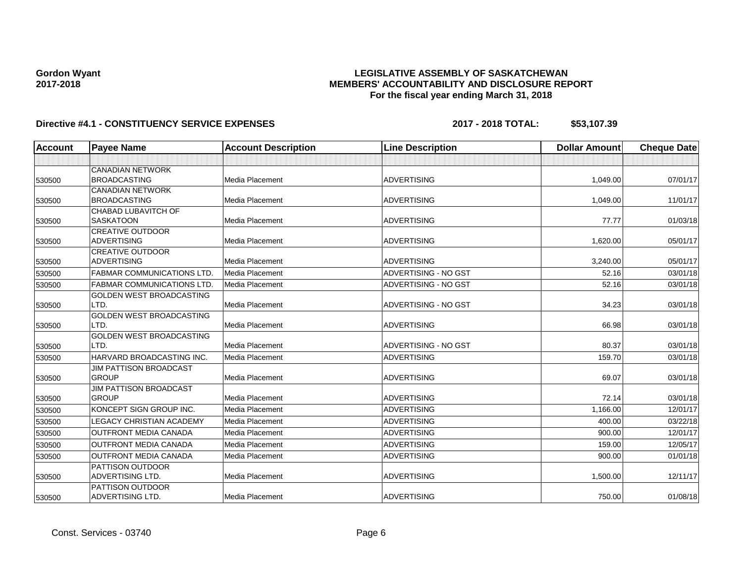**Gordon Wyant**
**2017-2018**

**LEGISLATIVE ASSEMBLY OF SASKATCHEWAN**
**MEMBERS' ACCOUNTABILITY AND DISCLOSURE REPORT**
**For the fiscal year ending March 31, 2018**

**Directive #4.1 - CONSTITUENCY SERVICE EXPENSES** **2017 - 2018 TOTAL: $53,107.39**

| Account | Payee Name | Account Description | Line Description | Dollar Amount | Cheque Date |
|---|---|---|---|---|---|
| | | | | | |
| 530500 | CANADIAN NETWORK BROADCASTING | Media Placement | ADVERTISING | 1,049.00 | 07/01/17 |
| 530500 | CANADIAN NETWORK BROADCASTING | Media Placement | ADVERTISING | 1,049.00 | 11/01/17 |
| 530500 | CHABAD LUBAVITCH OF SASKATOON | Media Placement | ADVERTISING | 77.77 | 01/03/18 |
| 530500 | CREATIVE OUTDOOR ADVERTISING | Media Placement | ADVERTISING | 1,620.00 | 05/01/17 |
| 530500 | CREATIVE OUTDOOR ADVERTISING | Media Placement | ADVERTISING | 3,240.00 | 05/01/17 |
| 530500 | FABMAR COMMUNICATIONS LTD. | Media Placement | ADVERTISING - NO GST | 52.16 | 03/01/18 |
| 530500 | FABMAR COMMUNICATIONS LTD. | Media Placement | ADVERTISING - NO GST | 52.16 | 03/01/18 |
| 530500 | GOLDEN WEST BROADCASTING LTD. | Media Placement | ADVERTISING - NO GST | 34.23 | 03/01/18 |
| 530500 | GOLDEN WEST BROADCASTING LTD. | Media Placement | ADVERTISING | 66.98 | 03/01/18 |
| 530500 | GOLDEN WEST BROADCASTING LTD. | Media Placement | ADVERTISING - NO GST | 80.37 | 03/01/18 |
| 530500 | HARVARD BROADCASTING INC. | Media Placement | ADVERTISING | 159.70 | 03/01/18 |
| 530500 | JIM PATTISON BROADCAST GROUP | Media Placement | ADVERTISING | 69.07 | 03/01/18 |
| 530500 | JIM PATTISON BROADCAST GROUP | Media Placement | ADVERTISING | 72.14 | 03/01/18 |
| 530500 | KONCEPT SIGN GROUP INC. | Media Placement | ADVERTISING | 1,166.00 | 12/01/17 |
| 530500 | LEGACY CHRISTIAN ACADEMY | Media Placement | ADVERTISING | 400.00 | 03/22/18 |
| 530500 | OUTFRONT MEDIA CANADA | Media Placement | ADVERTISING | 900.00 | 12/01/17 |
| 530500 | OUTFRONT MEDIA CANADA | Media Placement | ADVERTISING | 159.00 | 12/05/17 |
| 530500 | OUTFRONT MEDIA CANADA | Media Placement | ADVERTISING | 900.00 | 01/01/18 |
| 530500 | PATTISON OUTDOOR ADVERTISING LTD. | Media Placement | ADVERTISING | 1,500.00 | 12/11/17 |
| 530500 | PATTISON OUTDOOR ADVERTISING LTD. | Media Placement | ADVERTISING | 750.00 | 01/08/18 |

Const. Services - 03740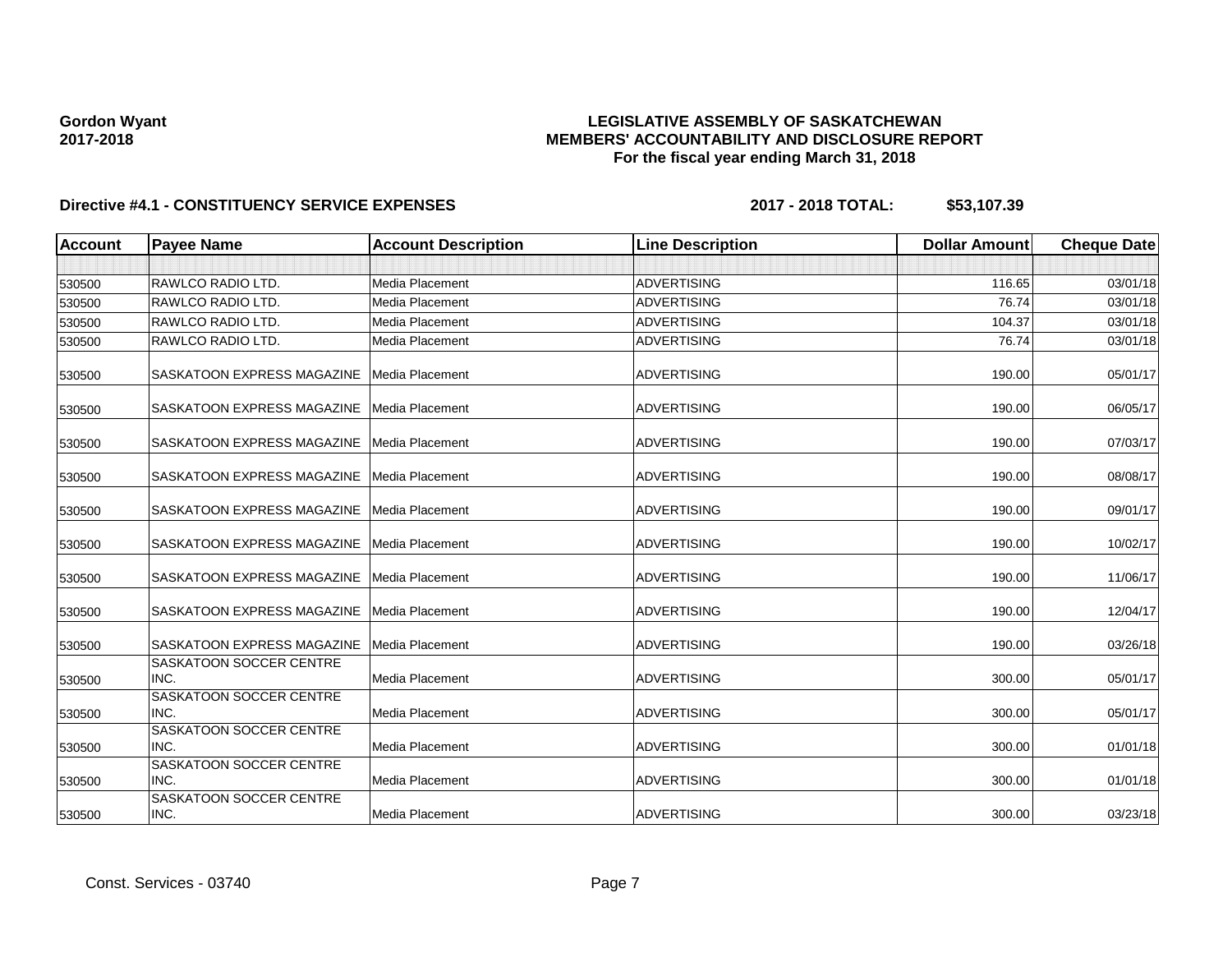**Gordon Wyant**
**2017-2018**

# LEGISLATIVE ASSEMBLY OF SASKATCHEWAN
## MEMBERS' ACCOUNTABILITY AND DISCLOSURE REPORT
### For the fiscal year ending March 31, 2018

**Directive #4.1 - CONSTITUENCY SERVICE EXPENSES** **2017 - 2018 TOTAL: $53,107.39**

| Account | Payee Name | Account Description | Line Description | Dollar Amount | Cheque Date |
|---|---|---|---|---|---|
| | | | | | |
| 530500 | RAWLCO RADIO LTD. | Media Placement | ADVERTISING | 116.65 | 03/01/18 |
| 530500 | RAWLCO RADIO LTD. | Media Placement | ADVERTISING | 76.74 | 03/01/18 |
| 530500 | RAWLCO RADIO LTD. | Media Placement | ADVERTISING | 104.37 | 03/01/18 |
| 530500 | RAWLCO RADIO LTD. | Media Placement | ADVERTISING | 76.74 | 03/01/18 |
| 530500 | SASKATOON EXPRESS MAGAZINE | Media Placement | ADVERTISING | 190.00 | 05/01/17 |
| 530500 | SASKATOON EXPRESS MAGAZINE | Media Placement | ADVERTISING | 190.00 | 06/05/17 |
| 530500 | SASKATOON EXPRESS MAGAZINE | Media Placement | ADVERTISING | 190.00 | 07/03/17 |
| 530500 | SASKATOON EXPRESS MAGAZINE | Media Placement | ADVERTISING | 190.00 | 08/08/17 |
| 530500 | SASKATOON EXPRESS MAGAZINE | Media Placement | ADVERTISING | 190.00 | 09/01/17 |
| 530500 | SASKATOON EXPRESS MAGAZINE | Media Placement | ADVERTISING | 190.00 | 10/02/17 |
| 530500 | SASKATOON EXPRESS MAGAZINE | Media Placement | ADVERTISING | 190.00 | 11/06/17 |
| 530500 | SASKATOON EXPRESS MAGAZINE | Media Placement | ADVERTISING | 190.00 | 12/04/17 |
| 530500 | SASKATOON EXPRESS MAGAZINE | Media Placement | ADVERTISING | 190.00 | 03/26/18 |
| 530500 | SASKATOON SOCCER CENTRE INC. | Media Placement | ADVERTISING | 300.00 | 05/01/17 |
| 530500 | SASKATOON SOCCER CENTRE INC. | Media Placement | ADVERTISING | 300.00 | 05/01/17 |
| 530500 | SASKATOON SOCCER CENTRE INC. | Media Placement | ADVERTISING | 300.00 | 01/01/18 |
| 530500 | SASKATOON SOCCER CENTRE INC. | Media Placement | ADVERTISING | 300.00 | 01/01/18 |
| 530500 | SASKATOON SOCCER CENTRE INC. | Media Placement | ADVERTISING | 300.00 | 03/23/18 |

Const. Services - 03740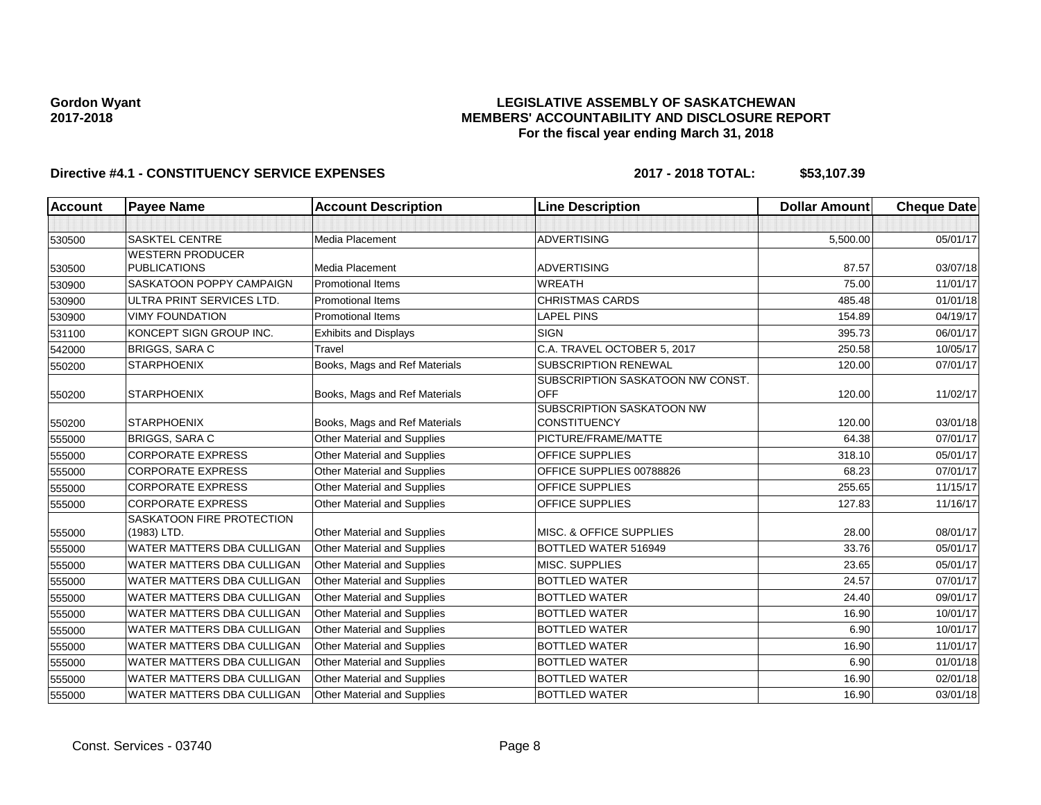**Gordon Wyant**
**2017-2018**

# LEGISLATIVE ASSEMBLY OF SASKATCHEWAN
## MEMBERS' ACCOUNTABILITY AND DISCLOSURE REPORT
### For the fiscal year ending March 31, 2018

**Directive #4.1 - CONSTITUENCY SERVICE EXPENSES** **2017 - 2018 TOTAL: $53,107.39**

| Account | Payee Name | Account Description | Line Description | Dollar Amount | Cheque Date |
|---|---|---|---|---|---|
| | | | | | |
| 530500 | SASKTEL CENTRE | Media Placement | ADVERTISING | 5,500.00 | 05/01/17 |
| 530500 | WESTERN PRODUCER PUBLICATIONS | Media Placement | ADVERTISING | 87.57 | 03/07/18 |
| 530900 | SASKATOON POPPY CAMPAIGN | Promotional Items | WREATH | 75.00 | 11/01/17 |
| 530900 | ULTRA PRINT SERVICES LTD. | Promotional Items | CHRISTMAS CARDS | 485.48 | 01/01/18 |
| 530900 | VIMY FOUNDATION | Promotional Items | LAPEL PINS | 154.89 | 04/19/17 |
| 531100 | KONCEPT SIGN GROUP INC. | Exhibits and Displays | SIGN | 395.73 | 06/01/17 |
| 542000 | BRIGGS, SARA C | Travel | C.A. TRAVEL OCTOBER 5, 2017 | 250.58 | 10/05/17 |
| 550200 | STARPHOENIX | Books, Mags and Ref Materials | SUBSCRIPTION RENEWAL | 120.00 | 07/01/17 |
| 550200 | STARPHOENIX | Books, Mags and Ref Materials | SUBSCRIPTION SASKATOON NW CONST. OFF | 120.00 | 11/02/17 |
| 550200 | STARPHOENIX | Books, Mags and Ref Materials | SUBSCRIPTION SASKATOON NW CONSTITUENCY | 120.00 | 03/01/18 |
| 555000 | BRIGGS, SARA C | Other Material and Supplies | PICTURE/FRAME/MATTE | 64.38 | 07/01/17 |
| 555000 | CORPORATE EXPRESS | Other Material and Supplies | OFFICE SUPPLIES | 318.10 | 05/01/17 |
| 555000 | CORPORATE EXPRESS | Other Material and Supplies | OFFICE SUPPLIES 00788826 | 68.23 | 07/01/17 |
| 555000 | CORPORATE EXPRESS | Other Material and Supplies | OFFICE SUPPLIES | 255.65 | 11/15/17 |
| 555000 | CORPORATE EXPRESS | Other Material and Supplies | OFFICE SUPPLIES | 127.83 | 11/16/17 |
| 555000 | SASKATOON FIRE PROTECTION (1983) LTD. | Other Material and Supplies | MISC. & OFFICE SUPPLIES | 28.00 | 08/01/17 |
| 555000 | WATER MATTERS DBA CULLIGAN | Other Material and Supplies | BOTTLED WATER 516949 | 33.76 | 05/01/17 |
| 555000 | WATER MATTERS DBA CULLIGAN | Other Material and Supplies | MISC. SUPPLIES | 23.65 | 05/01/17 |
| 555000 | WATER MATTERS DBA CULLIGAN | Other Material and Supplies | BOTTLED WATER | 24.57 | 07/01/17 |
| 555000 | WATER MATTERS DBA CULLIGAN | Other Material and Supplies | BOTTLED WATER | 24.40 | 09/01/17 |
| 555000 | WATER MATTERS DBA CULLIGAN | Other Material and Supplies | BOTTLED WATER | 16.90 | 10/01/17 |
| 555000 | WATER MATTERS DBA CULLIGAN | Other Material and Supplies | BOTTLED WATER | 6.90 | 10/01/17 |
| 555000 | WATER MATTERS DBA CULLIGAN | Other Material and Supplies | BOTTLED WATER | 16.90 | 11/01/17 |
| 555000 | WATER MATTERS DBA CULLIGAN | Other Material and Supplies | BOTTLED WATER | 6.90 | 01/01/18 |
| 555000 | WATER MATTERS DBA CULLIGAN | Other Material and Supplies | BOTTLED WATER | 16.90 | 02/01/18 |
| 555000 | WATER MATTERS DBA CULLIGAN | Other Material and Supplies | BOTTLED WATER | 16.90 | 03/01/18 |

Const. Services - 03740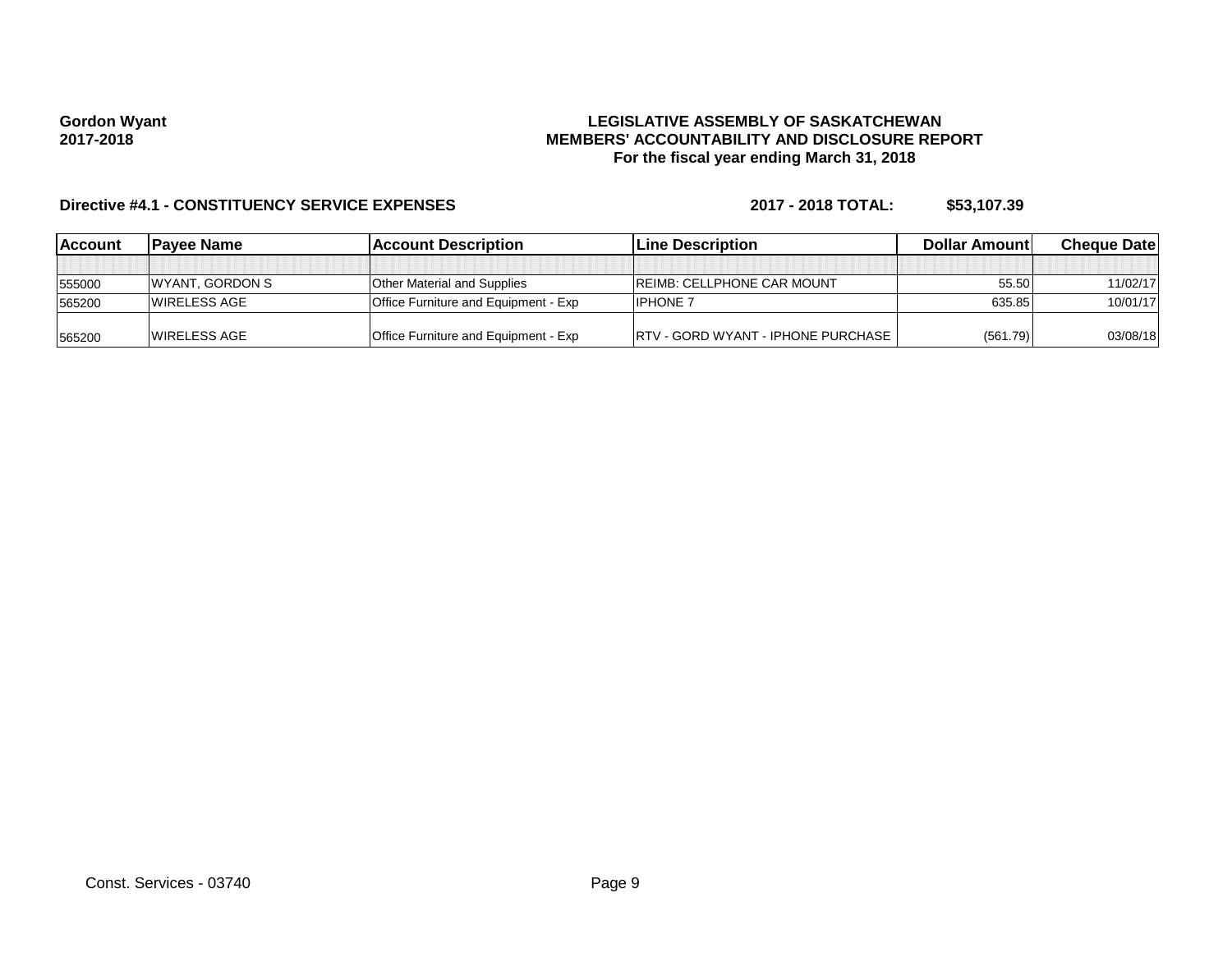**Gordon Wyant**
**2017-2018**

**LEGISLATIVE ASSEMBLY OF SASKATCHEWAN**
**MEMBERS' ACCOUNTABILITY AND DISCLOSURE REPORT**
**For the fiscal year ending March 31, 2018**

**Directive #4.1 - CONSTITUENCY SERVICE EXPENSES** **2017 - 2018 TOTAL: $53,107.39**

| Account | Payee Name | Account Description | Line Description | Dollar Amount | Cheque Date |
|---|---|---|---|---|---|
| | | | | | |
| 555000 | WYANT, GORDON S | Other Material and Supplies | REIMB: CELLPHONE CAR MOUNT | 55.50 | 11/02/17 |
| 565200 | WIRELESS AGE | Office Furniture and Equipment - Exp | IPHONE 7 | 635.85 | 10/01/17 |
| 565200 | WIRELESS AGE | Office Furniture and Equipment - Exp | RTV - GORD WYANT - IPHONE PURCHASE | (561.79) | 03/08/18 |

Const. Services - 03740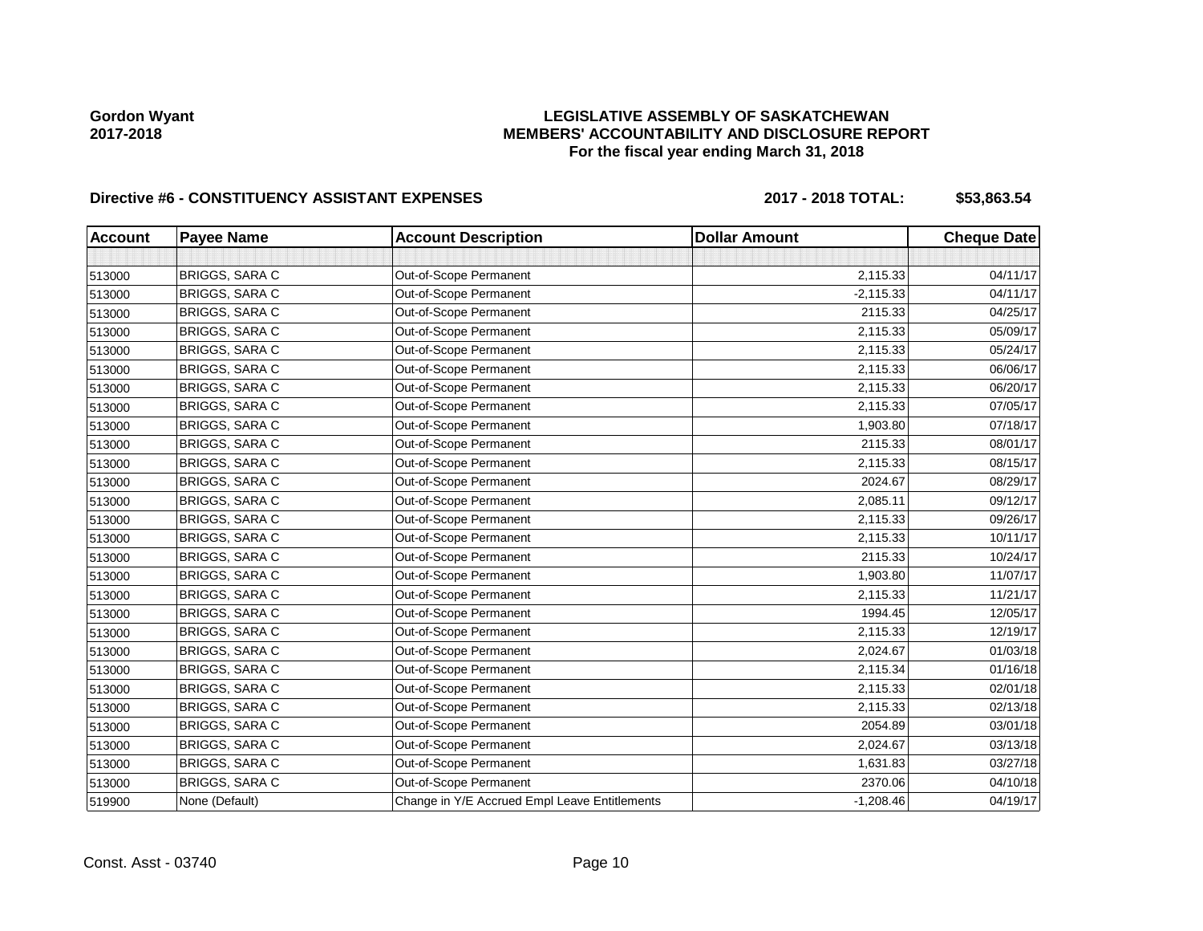**Gordon Wyant**
**2017-2018**

**LEGISLATIVE ASSEMBLY OF SASKATCHEWAN**
**MEMBERS' ACCOUNTABILITY AND DISCLOSURE REPORT**
**For the fiscal year ending March 31, 2018**

**Directive #6 - CONSTITUENCY ASSISTANT EXPENSES** **2017 - 2018 TOTAL: $53,863.54**

| Account | Payee Name | Account Description | Dollar Amount | Cheque Date |
|---|---|---|---|---|
| | | | | |
| 513000 | BRIGGS, SARA C | Out-of-Scope Permanent | 2,115.33 | 04/11/17 |
| 513000 | BRIGGS, SARA C | Out-of-Scope Permanent | -2,115.33 | 04/11/17 |
| 513000 | BRIGGS, SARA C | Out-of-Scope Permanent | 2115.33 | 04/25/17 |
| 513000 | BRIGGS, SARA C | Out-of-Scope Permanent | 2,115.33 | 05/09/17 |
| 513000 | BRIGGS, SARA C | Out-of-Scope Permanent | 2,115.33 | 05/24/17 |
| 513000 | BRIGGS, SARA C | Out-of-Scope Permanent | 2,115.33 | 06/06/17 |
| 513000 | BRIGGS, SARA C | Out-of-Scope Permanent | 2,115.33 | 06/20/17 |
| 513000 | BRIGGS, SARA C | Out-of-Scope Permanent | 2,115.33 | 07/05/17 |
| 513000 | BRIGGS, SARA C | Out-of-Scope Permanent | 1,903.80 | 07/18/17 |
| 513000 | BRIGGS, SARA C | Out-of-Scope Permanent | 2115.33 | 08/01/17 |
| 513000 | BRIGGS, SARA C | Out-of-Scope Permanent | 2,115.33 | 08/15/17 |
| 513000 | BRIGGS, SARA C | Out-of-Scope Permanent | 2024.67 | 08/29/17 |
| 513000 | BRIGGS, SARA C | Out-of-Scope Permanent | 2,085.11 | 09/12/17 |
| 513000 | BRIGGS, SARA C | Out-of-Scope Permanent | 2,115.33 | 09/26/17 |
| 513000 | BRIGGS, SARA C | Out-of-Scope Permanent | 2,115.33 | 10/11/17 |
| 513000 | BRIGGS, SARA C | Out-of-Scope Permanent | 2115.33 | 10/24/17 |
| 513000 | BRIGGS, SARA C | Out-of-Scope Permanent | 1,903.80 | 11/07/17 |
| 513000 | BRIGGS, SARA C | Out-of-Scope Permanent | 2,115.33 | 11/21/17 |
| 513000 | BRIGGS, SARA C | Out-of-Scope Permanent | 1994.45 | 12/05/17 |
| 513000 | BRIGGS, SARA C | Out-of-Scope Permanent | 2,115.33 | 12/19/17 |
| 513000 | BRIGGS, SARA C | Out-of-Scope Permanent | 2,024.67 | 01/03/18 |
| 513000 | BRIGGS, SARA C | Out-of-Scope Permanent | 2,115.34 | 01/16/18 |
| 513000 | BRIGGS, SARA C | Out-of-Scope Permanent | 2,115.33 | 02/01/18 |
| 513000 | BRIGGS, SARA C | Out-of-Scope Permanent | 2,115.33 | 02/13/18 |
| 513000 | BRIGGS, SARA C | Out-of-Scope Permanent | 2054.89 | 03/01/18 |
| 513000 | BRIGGS, SARA C | Out-of-Scope Permanent | 2,024.67 | 03/13/18 |
| 513000 | BRIGGS, SARA C | Out-of-Scope Permanent | 1,631.83 | 03/27/18 |
| 513000 | BRIGGS, SARA C | Out-of-Scope Permanent | 2370.06 | 04/10/18 |
| 519900 | None (Default) | Change in Y/E Accrued Empl Leave Entitlements | -1,208.46 | 04/19/17 |

Const. Asst - 03740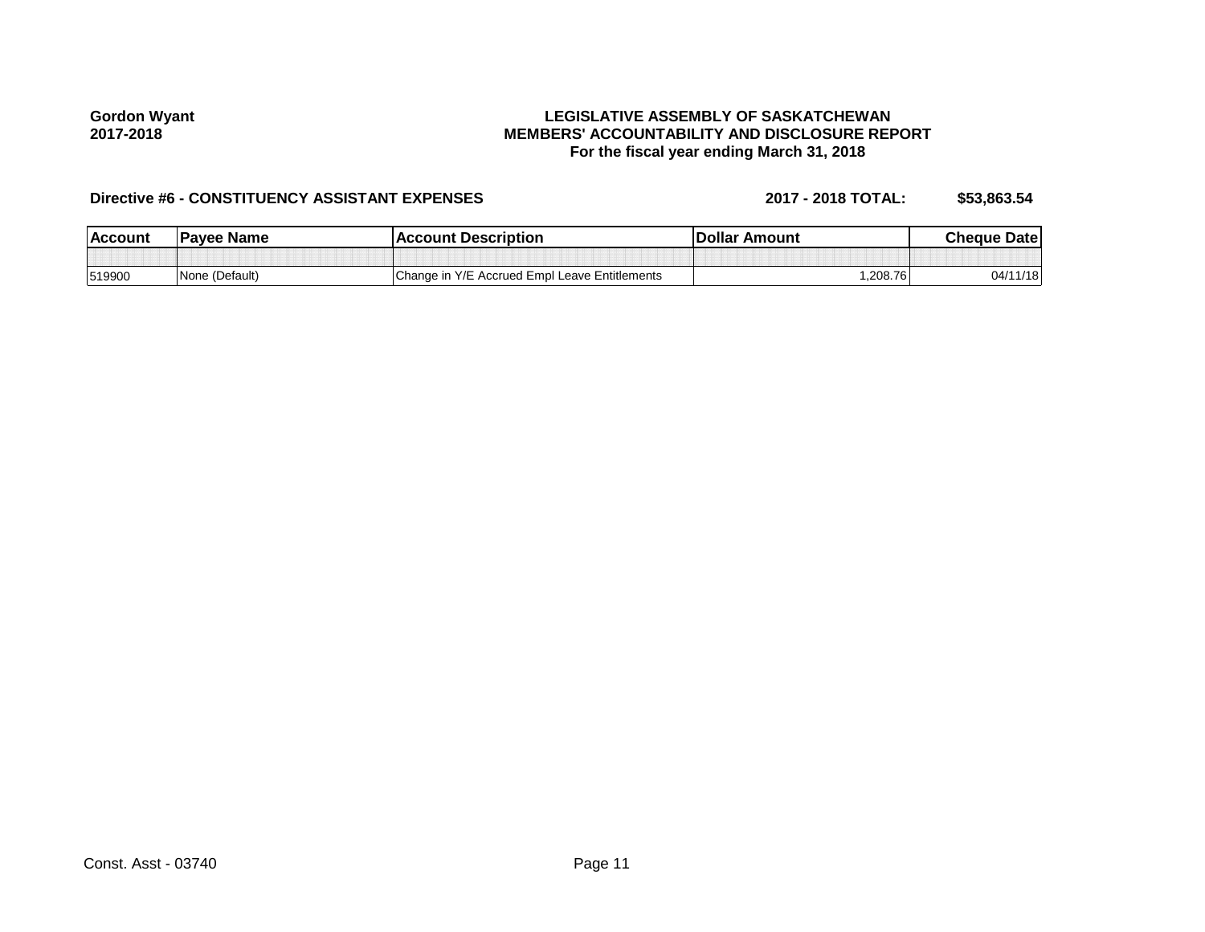**Gordon Wyant**
**2017-2018**

**LEGISLATIVE ASSEMBLY OF SASKATCHEWAN**
**MEMBERS' ACCOUNTABILITY AND DISCLOSURE REPORT**
**For the fiscal year ending March 31, 2018**

**Directive #6 - CONSTITUENCY ASSISTANT EXPENSES** **2017 - 2018 TOTAL: $53,863.54**

| Account | Payee Name | Account Description | Dollar Amount | Cheque Date |
|---|---|---|---|---|
| | | | | |
| 519900 | None (Default) | Change in Y/E Accrued Empl Leave Entitlements | 1,208.76 | 04/11/18 |

Const. Asst - 03740